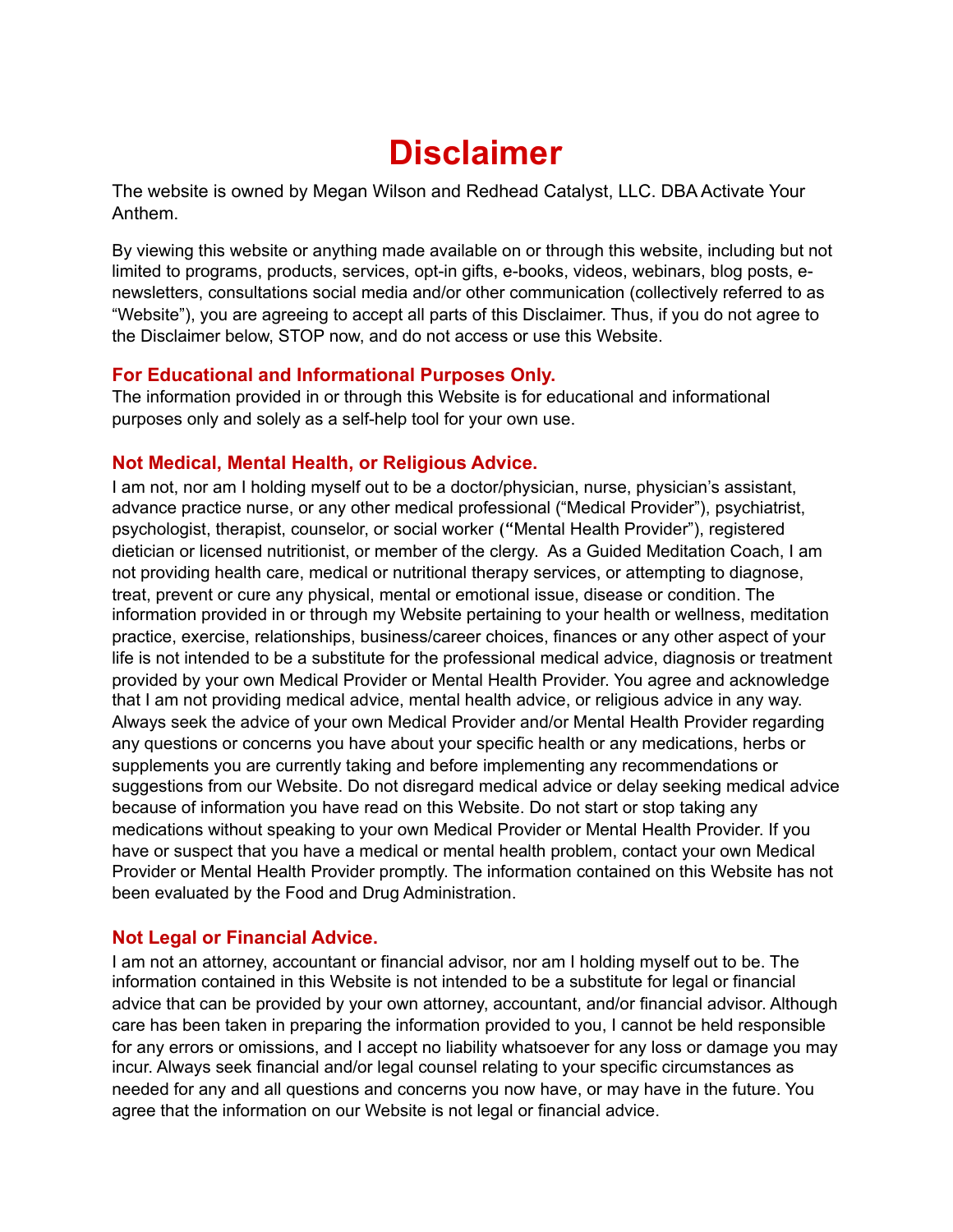# Disclaimer

The website is owned by Megan Wilson and Redhead Catalyst, LLC. DBA Activate Your Anthem.

By viewing this website or anything made available on or through this website, including but not limited to programs, products, services, opt-in gifts, e-books, videos, webinars, blog posts, e-newsletters, consultations social media and/or other communication (collectively referred to as "Website"), you are agreeing to accept all parts of this Disclaimer. Thus, if you do not agree to the Disclaimer below, STOP now, and do not access or use this Website.

## For Educational and Informational Purposes Only.

The information provided in or through this Website is for educational and informational purposes only and solely as a self-help tool for your own use.

## Not Medical, Mental Health, or Religious Advice.

I am not, nor am I holding myself out to be a doctor/physician, nurse, physician's assistant, advance practice nurse, or any other medical professional ("Medical Provider"), psychiatrist, psychologist, therapist, counselor, or social worker ("Mental Health Provider"), registered dietician or licensed nutritionist, or member of the clergy. As a Guided Meditation Coach, I am not providing health care, medical or nutritional therapy services, or attempting to diagnose, treat, prevent or cure any physical, mental or emotional issue, disease or condition. The information provided in or through my Website pertaining to your health or wellness, meditation practice, exercise, relationships, business/career choices, finances or any other aspect of your life is not intended to be a substitute for the professional medical advice, diagnosis or treatment provided by your own Medical Provider or Mental Health Provider. You agree and acknowledge that I am not providing medical advice, mental health advice, or religious advice in any way. Always seek the advice of your own Medical Provider and/or Mental Health Provider regarding any questions or concerns you have about your specific health or any medications, herbs or supplements you are currently taking and before implementing any recommendations or suggestions from our Website. Do not disregard medical advice or delay seeking medical advice because of information you have read on this Website. Do not start or stop taking any medications without speaking to your own Medical Provider or Mental Health Provider. If you have or suspect that you have a medical or mental health problem, contact your own Medical Provider or Mental Health Provider promptly. The information contained on this Website has not been evaluated by the Food and Drug Administration.

## Not Legal or Financial Advice.

I am not an attorney, accountant or financial advisor, nor am I holding myself out to be. The information contained in this Website is not intended to be a substitute for legal or financial advice that can be provided by your own attorney, accountant, and/or financial advisor. Although care has been taken in preparing the information provided to you, I cannot be held responsible for any errors or omissions, and I accept no liability whatsoever for any loss or damage you may incur. Always seek financial and/or legal counsel relating to your specific circumstances as needed for any and all questions and concerns you now have, or may have in the future. You agree that the information on our Website is not legal or financial advice.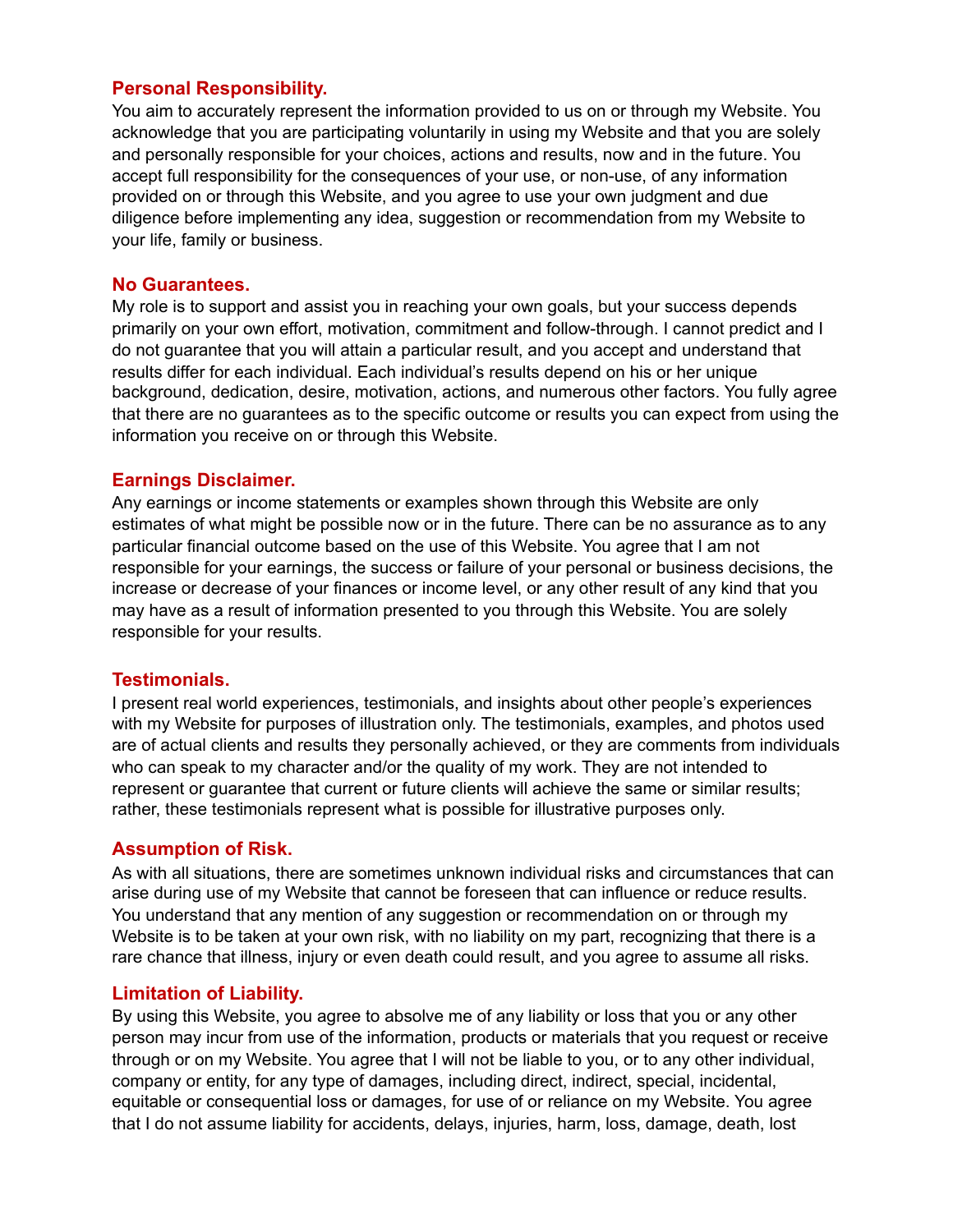### Personal Responsibility.

You aim to accurately represent the information provided to us on or through my Website. You acknowledge that you are participating voluntarily in using my Website and that you are solely and personally responsible for your choices, actions and results, now and in the future. You accept full responsibility for the consequences of your use, or non-use, of any information provided on or through this Website, and you agree to use your own judgment and due diligence before implementing any idea, suggestion or recommendation from my Website to your life, family or business.

### No Guarantees.

My role is to support and assist you in reaching your own goals, but your success depends primarily on your own effort, motivation, commitment and follow-through. I cannot predict and I do not guarantee that you will attain a particular result, and you accept and understand that results differ for each individual. Each individual's results depend on his or her unique background, dedication, desire, motivation, actions, and numerous other factors. You fully agree that there are no guarantees as to the specific outcome or results you can expect from using the information you receive on or through this Website.

### Earnings Disclaimer.

Any earnings or income statements or examples shown through this Website are only estimates of what might be possible now or in the future. There can be no assurance as to any particular financial outcome based on the use of this Website. You agree that I am not responsible for your earnings, the success or failure of your personal or business decisions, the increase or decrease of your finances or income level, or any other result of any kind that you may have as a result of information presented to you through this Website. You are solely responsible for your results.

### Testimonials.

I present real world experiences, testimonials, and insights about other people's experiences with my Website for purposes of illustration only. The testimonials, examples, and photos used are of actual clients and results they personally achieved, or they are comments from individuals who can speak to my character and/or the quality of my work. They are not intended to represent or guarantee that current or future clients will achieve the same or similar results; rather, these testimonials represent what is possible for illustrative purposes only.

### Assumption of Risk.

As with all situations, there are sometimes unknown individual risks and circumstances that can arise during use of my Website that cannot be foreseen that can influence or reduce results. You understand that any mention of any suggestion or recommendation on or through my Website is to be taken at your own risk, with no liability on my part, recognizing that there is a rare chance that illness, injury or even death could result, and you agree to assume all risks.

### Limitation of Liability.

By using this Website, you agree to absolve me of any liability or loss that you or any other person may incur from use of the information, products or materials that you request or receive through or on my Website. You agree that I will not be liable to you, or to any other individual, company or entity, for any type of damages, including direct, indirect, special, incidental, equitable or consequential loss or damages, for use of or reliance on my Website. You agree that I do not assume liability for accidents, delays, injuries, harm, loss, damage, death, lost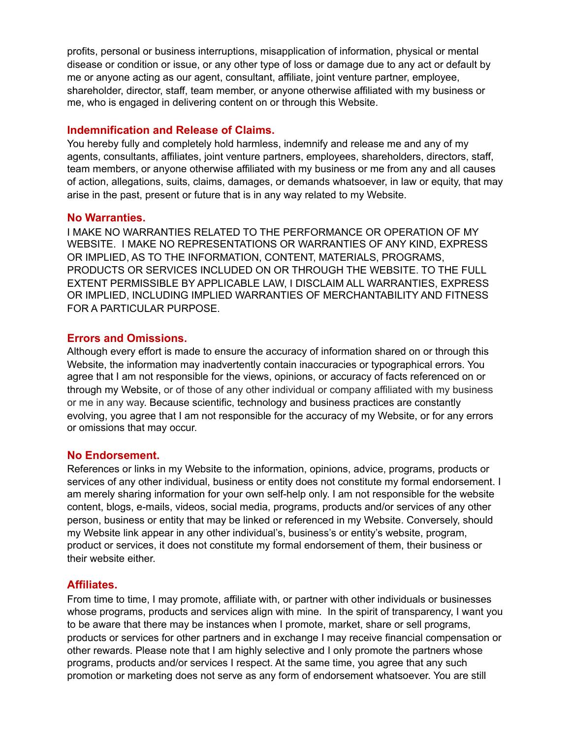profits, personal or business interruptions, misapplication of information, physical or mental disease or condition or issue, or any other type of loss or damage due to any act or default by me or anyone acting as our agent, consultant, affiliate, joint venture partner, employee, shareholder, director, staff, team member, or anyone otherwise affiliated with my business or me, who is engaged in delivering content on or through this Website.

### Indemnification and Release of Claims.

You hereby fully and completely hold harmless, indemnify and release me and any of my agents, consultants, affiliates, joint venture partners, employees, shareholders, directors, staff, team members, or anyone otherwise affiliated with my business or me from any and all causes of action, allegations, suits, claims, damages, or demands whatsoever, in law or equity, that may arise in the past, present or future that is in any way related to my Website.

### No Warranties.

I MAKE NO WARRANTIES RELATED TO THE PERFORMANCE OR OPERATION OF MY WEBSITE. I MAKE NO REPRESENTATIONS OR WARRANTIES OF ANY KIND, EXPRESS OR IMPLIED, AS TO THE INFORMATION, CONTENT, MATERIALS, PROGRAMS, PRODUCTS OR SERVICES INCLUDED ON OR THROUGH THE WEBSITE. TO THE FULL EXTENT PERMISSIBLE BY APPLICABLE LAW, I DISCLAIM ALL WARRANTIES, EXPRESS OR IMPLIED, INCLUDING IMPLIED WARRANTIES OF MERCHANTABILITY AND FITNESS FOR A PARTICULAR PURPOSE.

### Errors and Omissions.

Although every effort is made to ensure the accuracy of information shared on or through this Website, the information may inadvertently contain inaccuracies or typographical errors. You agree that I am not responsible for the views, opinions, or accuracy of facts referenced on or through my Website, or of those of any other individual or company affiliated with my business or me in any way. Because scientific, technology and business practices are constantly evolving, you agree that I am not responsible for the accuracy of my Website, or for any errors or omissions that may occur.

### No Endorsement.

References or links in my Website to the information, opinions, advice, programs, products or services of any other individual, business or entity does not constitute my formal endorsement. I am merely sharing information for your own self-help only. I am not responsible for the website content, blogs, e-mails, videos, social media, programs, products and/or services of any other person, business or entity that may be linked or referenced in my Website. Conversely, should my Website link appear in any other individual's, business's or entity's website, program, product or services, it does not constitute my formal endorsement of them, their business or their website either.

### Affiliates.

From time to time, I may promote, affiliate with, or partner with other individuals or businesses whose programs, products and services align with mine. In the spirit of transparency, I want you to be aware that there may be instances when I promote, market, share or sell programs, products or services for other partners and in exchange I may receive financial compensation or other rewards. Please note that I am highly selective and I only promote the partners whose programs, products and/or services I respect. At the same time, you agree that any such promotion or marketing does not serve as any form of endorsement whatsoever. You are still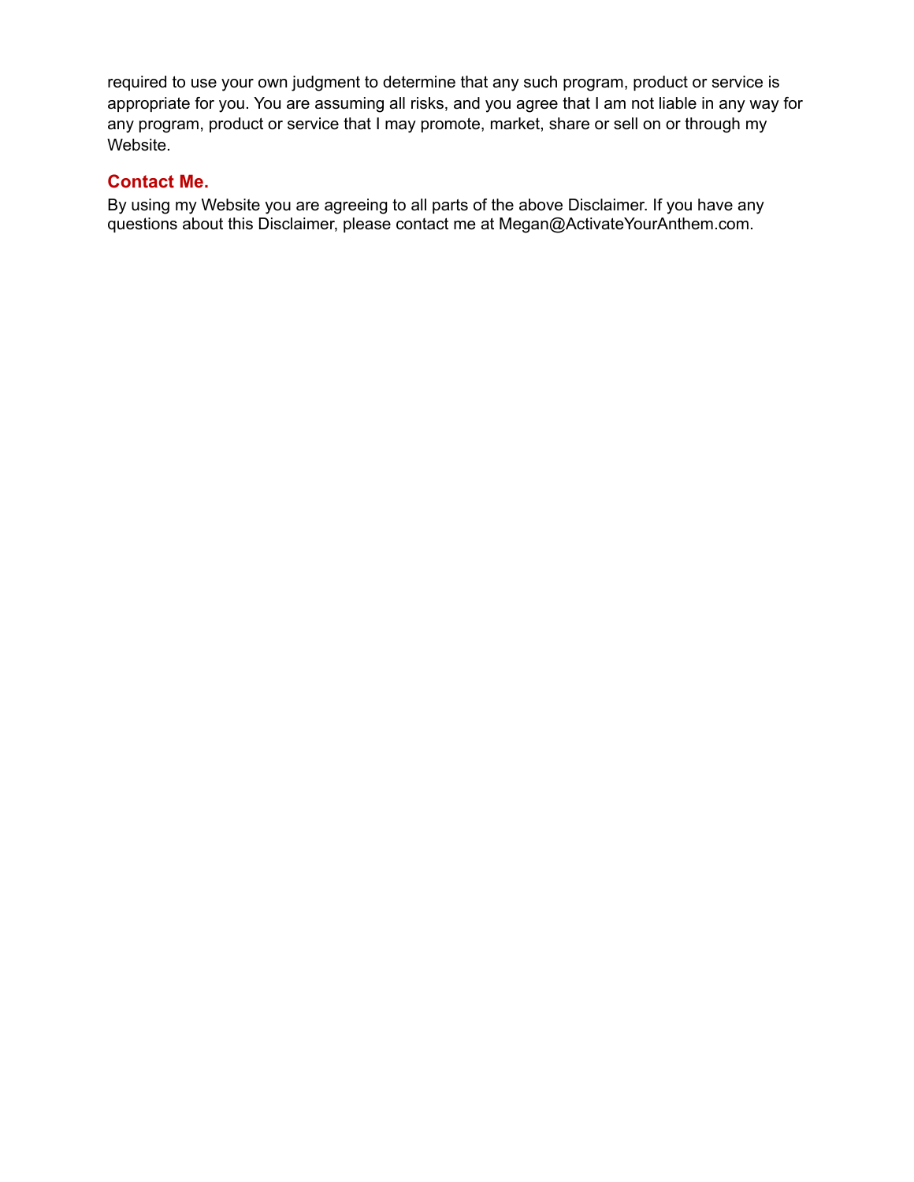required to use your own judgment to determine that any such program, product or service is appropriate for you. You are assuming all risks, and you agree that I am not liable in any way for any program, product or service that I may promote, market, share or sell on or through my Website.

## Contact Me.

By using my Website you are agreeing to all parts of the above Disclaimer. If you have any questions about this Disclaimer, please contact me at Megan@ActivateYourAnthem.com.